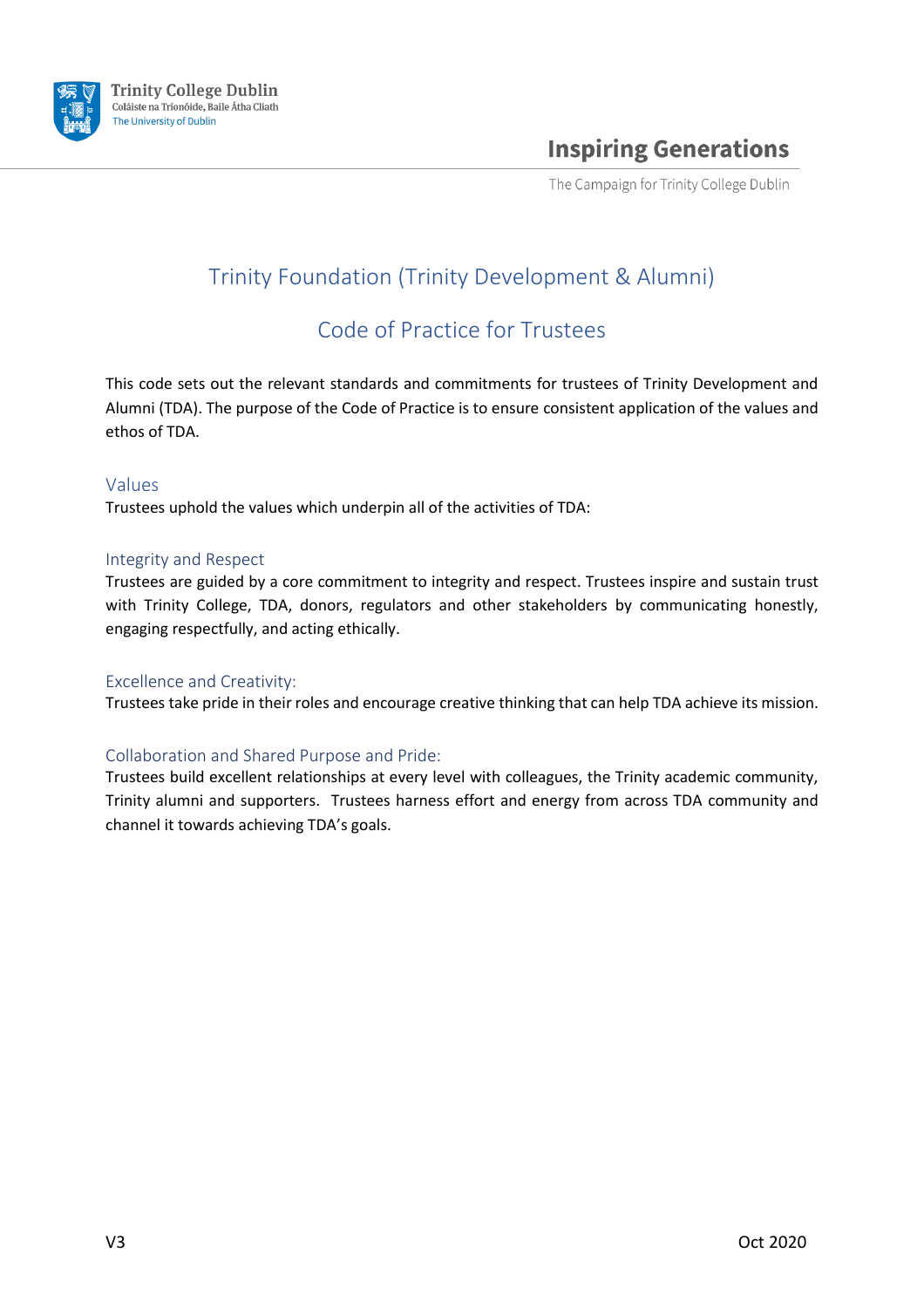# Trinity Foundation (Trinity Development & Alumni)

## Code of Practice for Trustees

This code sets out the relevant standards and commitments for trustees of Trinity Development and Alumni (TDA). The purpose of the Code of Practice is to ensure consistent application of the values and ethos of TDA.

### Values

Trustees uphold the values which underpin all of the activities of TDA:

### Integrity and Respect

Trustees are guided by a core commitment to integrity and respect. Trustees inspire and sustain trust with Trinity College, TDA, donors, regulators and other stakeholders by communicating honestly, engaging respectfully, and acting ethically.

### Excellence and Creativity:

Trustees take pride in their roles and encourage creative thinking that can help TDA achieve its mission.

### Collaboration and Shared Purpose and Pride:

Trustees build excellent relationships at every level with colleagues, the Trinity academic community, Trinity alumni and supporters. Trustees harness effort and energy from across TDA community and channel it towards achieving TDA's goals.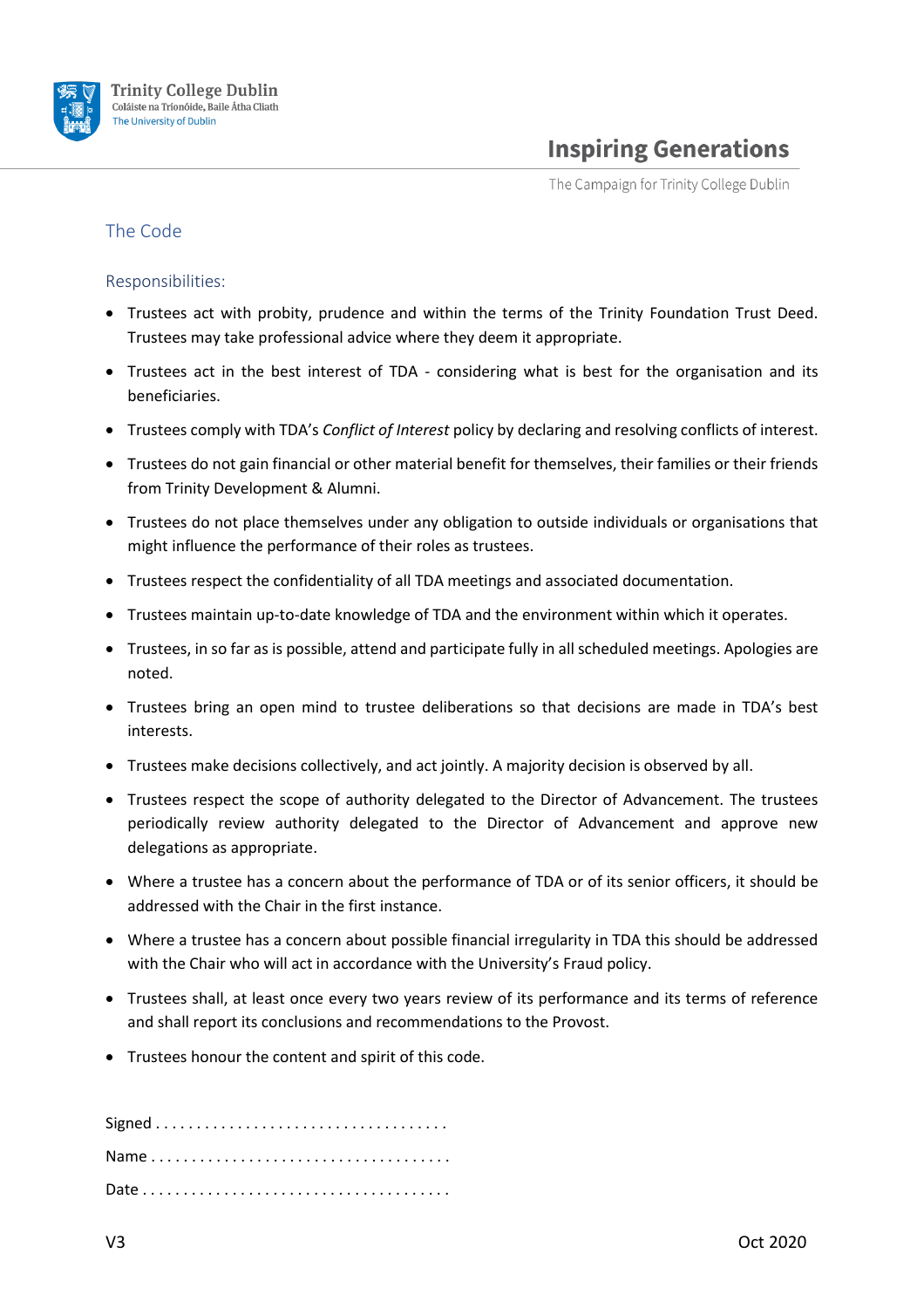## The Code

### Responsibilities:

- Trustees act with probity, prudence and within the terms of the Trinity Foundation Trust Deed. Trustees may take professional advice where they deem it appropriate.
- Trustees act in the best interest of TDA - considering what is best for the organisation and its beneficiaries.
- Trustees comply with TDA's *Conflict of Interest* policy by declaring and resolving conflicts of interest.
- Trustees do not gain financial or other material benefit for themselves, their families or their friends from Trinity Development & Alumni.
- Trustees do not place themselves under any obligation to outside individuals or organisations that might influence the performance of their roles as trustees.
- Trustees respect the confidentiality of all TDA meetings and associated documentation.
- Trustees maintain up-to-date knowledge of TDA and the environment within which it operates.
- Trustees, in so far as is possible, attend and participate fully in all scheduled meetings. Apologies are noted.
- Trustees bring an open mind to trustee deliberations so that decisions are made in TDA's best interests.
- Trustees make decisions collectively, and act jointly. A majority decision is observed by all.
- Trustees respect the scope of authority delegated to the Director of Advancement. The trustees periodically review authority delegated to the Director of Advancement and approve new delegations as appropriate.
- Where a trustee has a concern about the performance of TDA or of its senior officers, it should be addressed with the Chair in the first instance.
- Where a trustee has a concern about possible financial irregularity in TDA this should be addressed with the Chair who will act in accordance with the University's Fraud policy.
- Trustees shall, at least once every two years review of its performance and its terms of reference and shall report its conclusions and recommendations to the Provost.
- Trustees honour the content and spirit of this code.

Signed . . . . . . . . . . . . . . . . . . . . . . . . . . . . . . . . . . .

Name . . . . . . . . . . . . . . . . . . . . . . . . . . . . . . . . . . . .

Date . . . . . . . . . . . . . . . . . . . . . . . . . . . . . . . . . . . . .

V3 Oct 2020